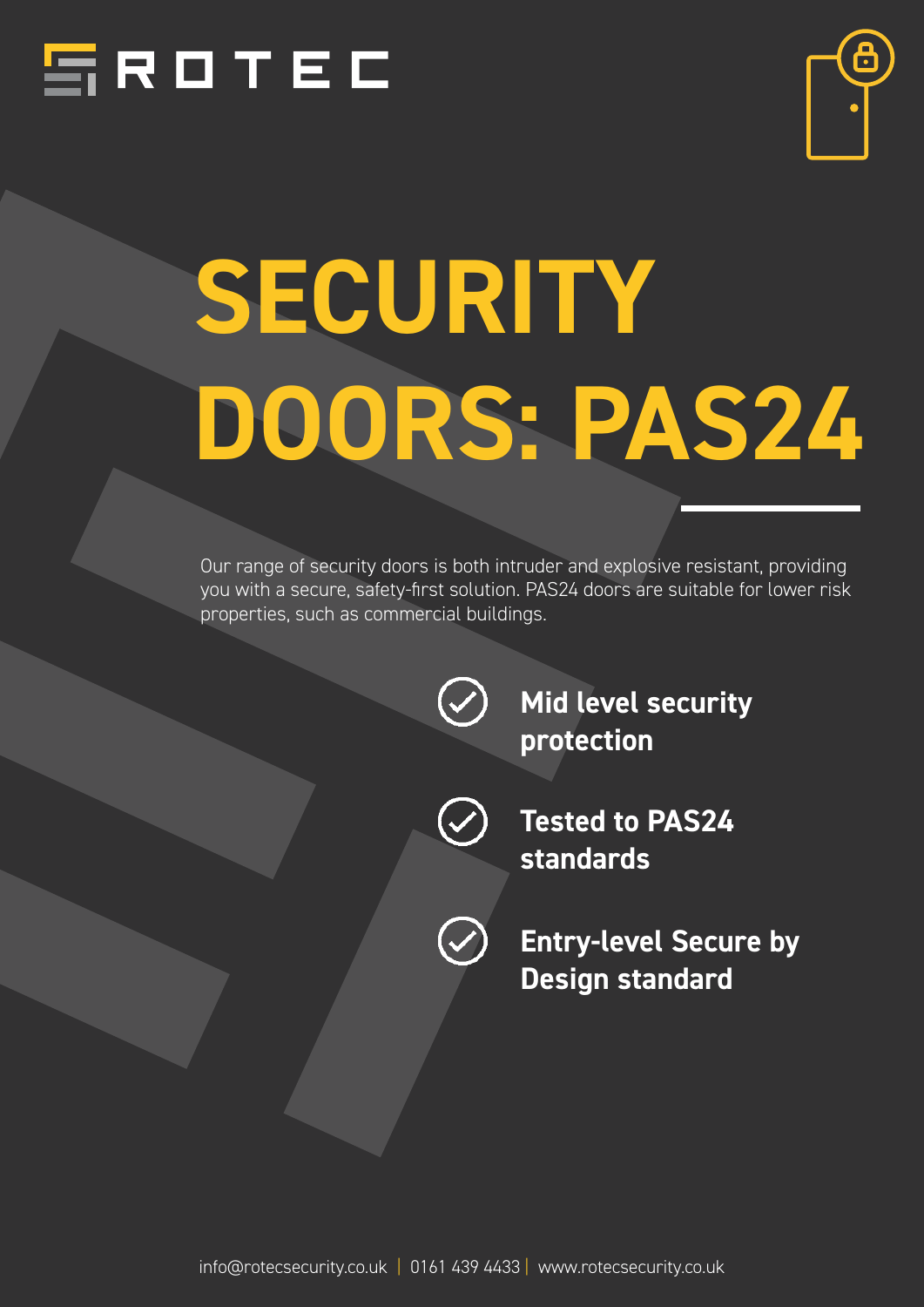ROTEC

# SECURITY DOORS: PAS24

Our range of security doors is both intruder and explosive resistant, providing you with a secure, safety-first solution. PAS24 doors are suitable for lower risk properties, such as commercial buildings.

- **Mid level security protection**
- **Tested to PAS24 standards**
- **Entry-level Secure by Design standard**

info@rotecsecurity.co.uk | 0161 439 4433 | www.rotecsecurity.co.uk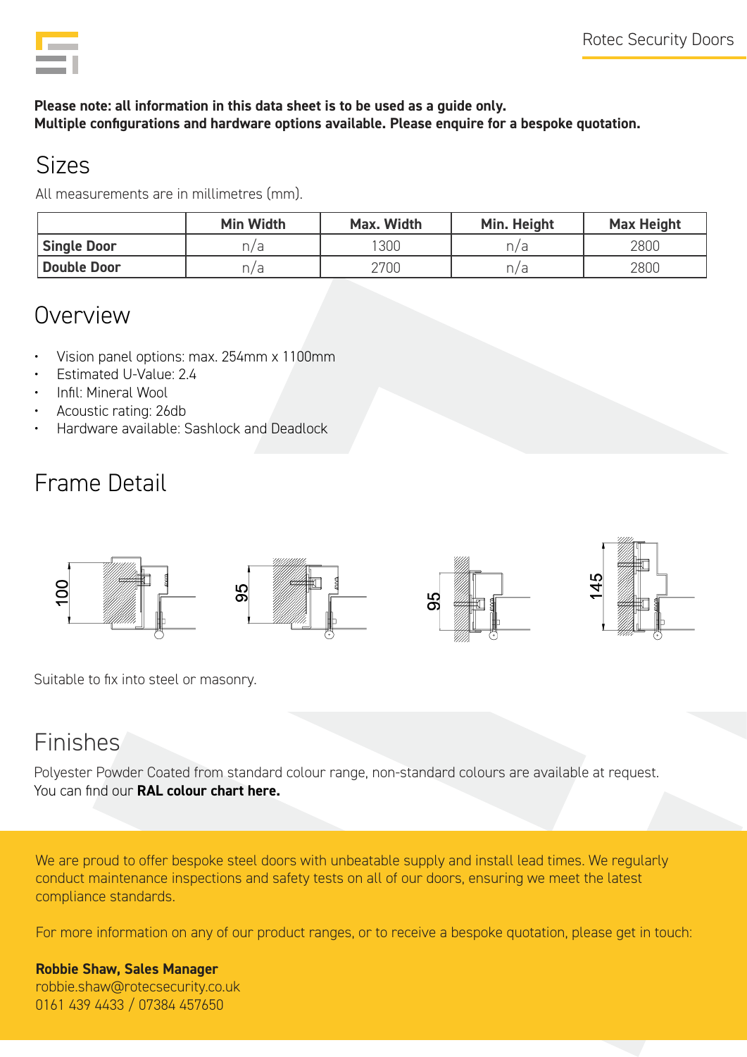**Please note: all information in this data sheet is to be used as a guide only.**
**Multiple configurations and hardware options available. Please enquire for a bespoke quotation.**

## Sizes

All measurements are in millimetres (mm).

| | Min Width | Max. Width | Min. Height | Max Height |
|---|---|---|---|---|
| **Single Door** | n/a | 1300 | n/a | 2800 |
| **Double Door** | n/a | 2700 | n/a | 2800 |

## Overview

- Vision panel options: max. 254mm x 1100mm
- Estimated U-Value: 2.4
- Infil: Mineral Wool
- Acoustic rating: 26db
- Hardware available: Sashlock and Deadlock

## Frame Detail

100

95

95

145

Suitable to fix into steel or masonry.

## Finishes

Polyester Powder Coated from standard colour range, non-standard colours are available at request.
You can find our **RAL colour chart here.**

We are proud to offer bespoke steel doors with unbeatable supply and install lead times. We regularly conduct maintenance inspections and safety tests on all of our doors, ensuring we meet the latest compliance standards.

For more information on any of our product ranges, or to receive a bespoke quotation, please get in touch:

**Robbie Shaw, Sales Manager**
robbie.shaw@rotecsecurity.co.uk
0161 439 4433 / 07384 457650